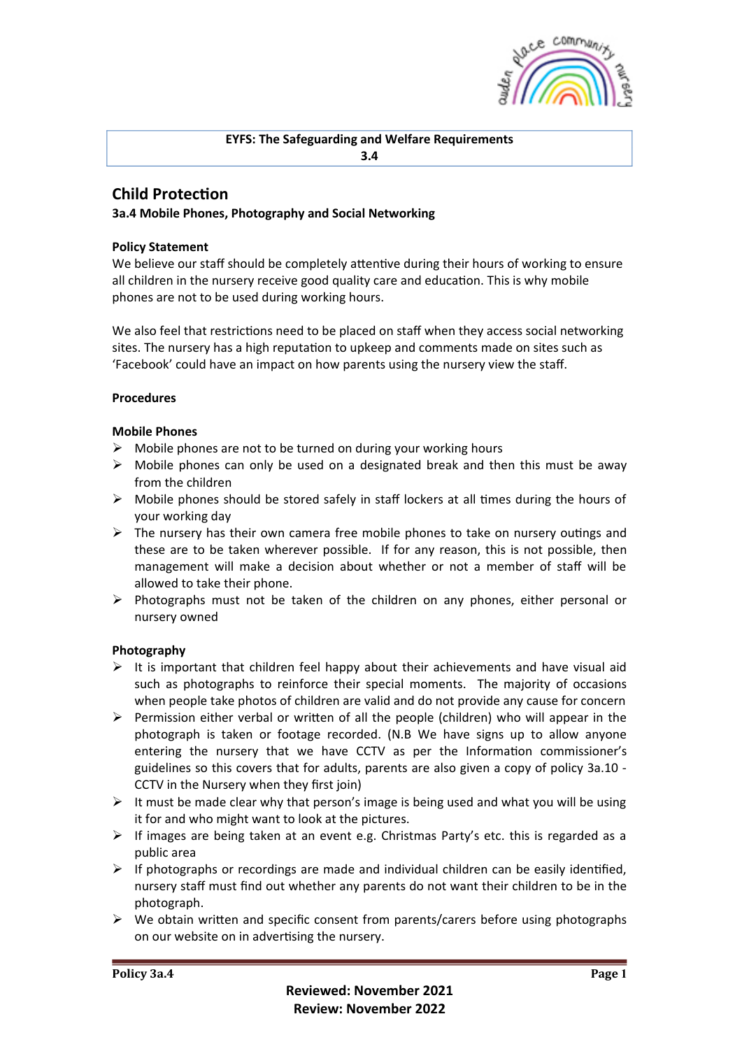**EYFS: The Safeguarding and Welfare Requirements**
**3.4**

# Child Protection

### 3a.4 Mobile Phones, Photography and Social Networking

**Policy Statement**

We believe our staff should be completely attentive during their hours of working to ensure all children in the nursery receive good quality care and education. This is why mobile phones are not to be used during working hours.

We also feel that restrictions need to be placed on staff when they access social networking sites. The nursery has a high reputation to upkeep and comments made on sites such as 'Facebook' could have an impact on how parents using the nursery view the staff.

**Procedures**

**Mobile Phones**

- Mobile phones are not to be turned on during your working hours
- Mobile phones can only be used on a designated break and then this must be away from the children
- Mobile phones should be stored safely in staff lockers at all times during the hours of your working day
- The nursery has their own camera free mobile phones to take on nursery outings and these are to be taken wherever possible. If for any reason, this is not possible, then management will make a decision about whether or not a member of staff will be allowed to take their phone.
- Photographs must not be taken of the children on any phones, either personal or nursery owned

**Photography**

- It is important that children feel happy about their achievements and have visual aid such as photographs to reinforce their special moments. The majority of occasions when people take photos of children are valid and do not provide any cause for concern
- Permission either verbal or written of all the people (children) who will appear in the photograph is taken or footage recorded. (N.B We have signs up to allow anyone entering the nursery that we have CCTV as per the Information commissioner's guidelines so this covers that for adults, parents are also given a copy of policy 3a.10 - CCTV in the Nursery when they first join)
- It must be made clear why that person's image is being used and what you will be using it for and who might want to look at the pictures.
- If images are being taken at an event e.g. Christmas Party's etc. this is regarded as a public area
- If photographs or recordings are made and individual children can be easily identified, nursery staff must find out whether any parents do not want their children to be in the photograph.
- We obtain written and specific consent from parents/carers before using photographs on our website on in advertising the nursery.

**Reviewed: November 2021**
**Review: November 2022**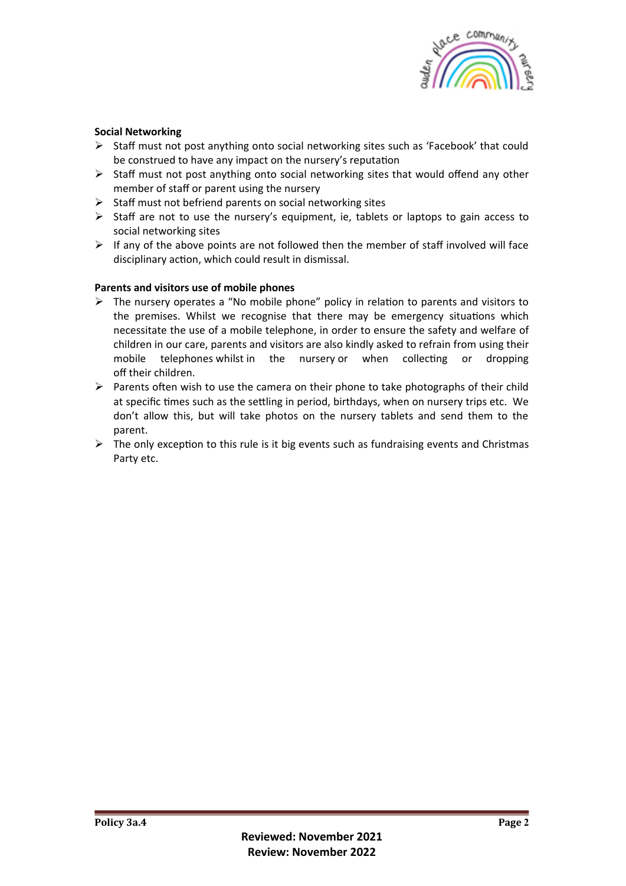**Social Networking**

- Staff must not post anything onto social networking sites such as 'Facebook' that could be construed to have any impact on the nursery's reputation
- Staff must not post anything onto social networking sites that would offend any other member of staff or parent using the nursery
- Staff must not befriend parents on social networking sites
- Staff are not to use the nursery's equipment, ie, tablets or laptops to gain access to social networking sites
- If any of the above points are not followed then the member of staff involved will face disciplinary action, which could result in dismissal.

**Parents and visitors use of mobile phones**

- The nursery operates a "No mobile phone" policy in relation to parents and visitors to the premises. Whilst we recognise that there may be emergency situations which necessitate the use of a mobile telephone, in order to ensure the safety and welfare of children in our care, parents and visitors are also kindly asked to refrain from using their mobile telephones whilst in the nursery or when collecting or dropping off their children.
- Parents often wish to use the camera on their phone to take photographs of their child at specific times such as the settling in period, birthdays, when on nursery trips etc. We don't allow this, but will take photos on the nursery tablets and send them to the parent.
- The only exception to this rule is it big events such as fundraising events and Christmas Party etc.

**Reviewed: November 2021**
**Review: November 2022**